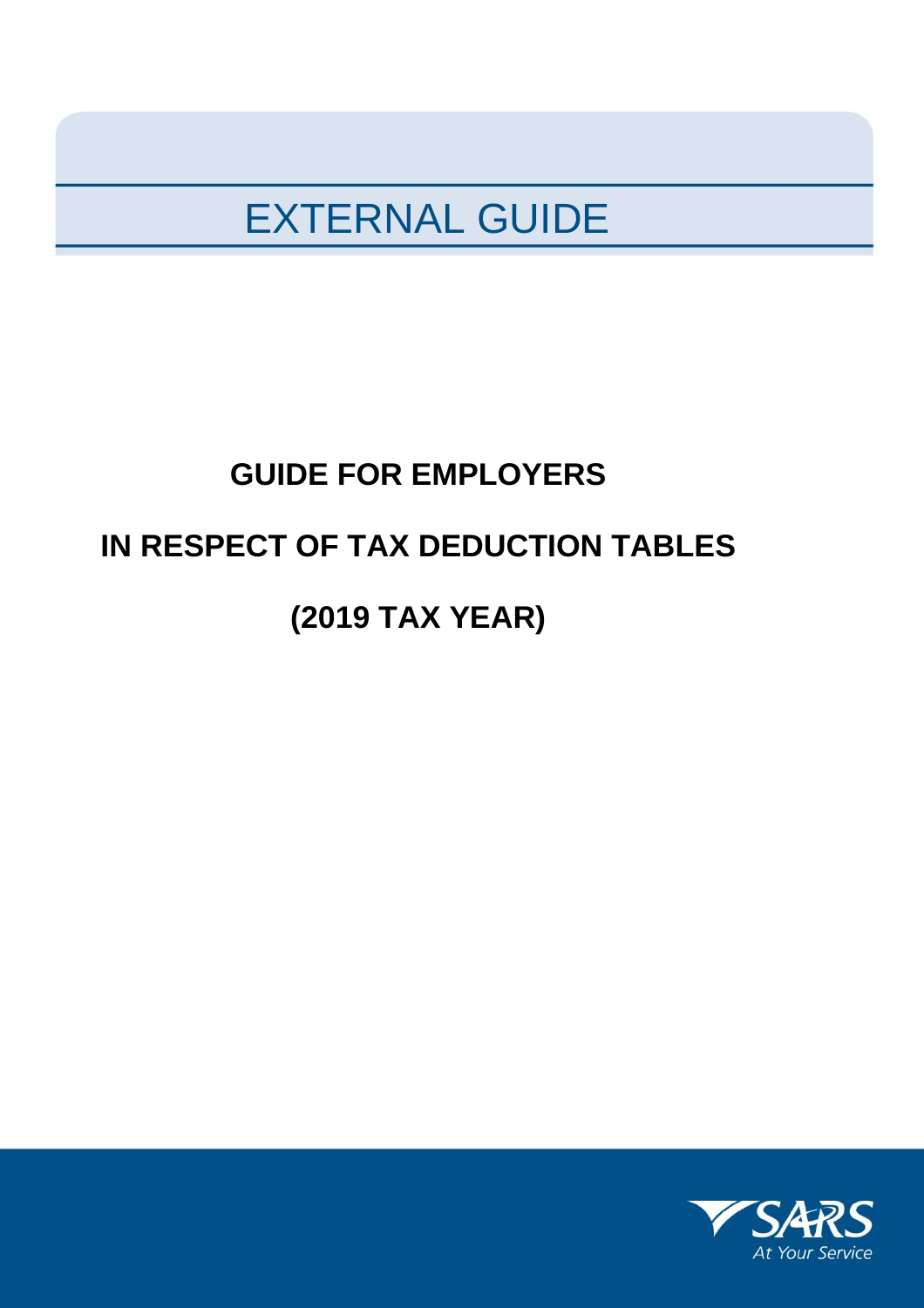EXTERNAL GUIDE

# GUIDE FOR EMPLOYERS

# IN RESPECT OF TAX DEDUCTION TABLES

# (2019 TAX YEAR)

SARS

At Your Service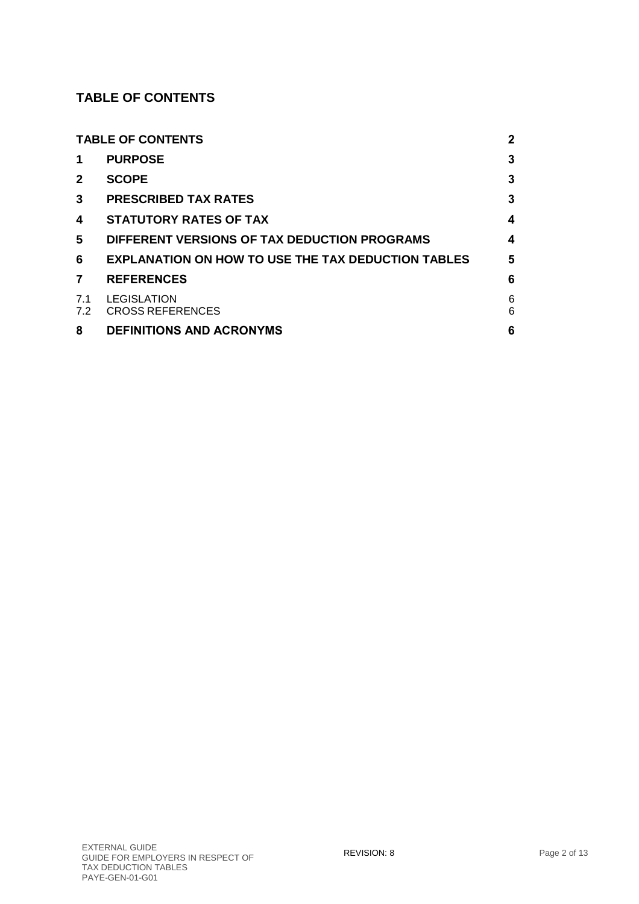## TABLE OF CONTENTS

| | | |
|---|---|---|
| **TABLE OF CONTENTS** | | **2** |
| **1** | **PURPOSE** | **3** |
| **2** | **SCOPE** | **3** |
| **3** | **PRESCRIBED TAX RATES** | **3** |
| **4** | **STATUTORY RATES OF TAX** | **4** |
| **5** | **DIFFERENT VERSIONS OF TAX DEDUCTION PROGRAMS** | **4** |
| **6** | **EXPLANATION ON HOW TO USE THE TAX DEDUCTION TABLES** | **5** |
| **7** | **REFERENCES** | **6** |
| 7.1 | LEGISLATION | 6 |
| 7.2 | CROSS REFERENCES | 6 |
| **8** | **DEFINITIONS AND ACRONYMS** | **6** |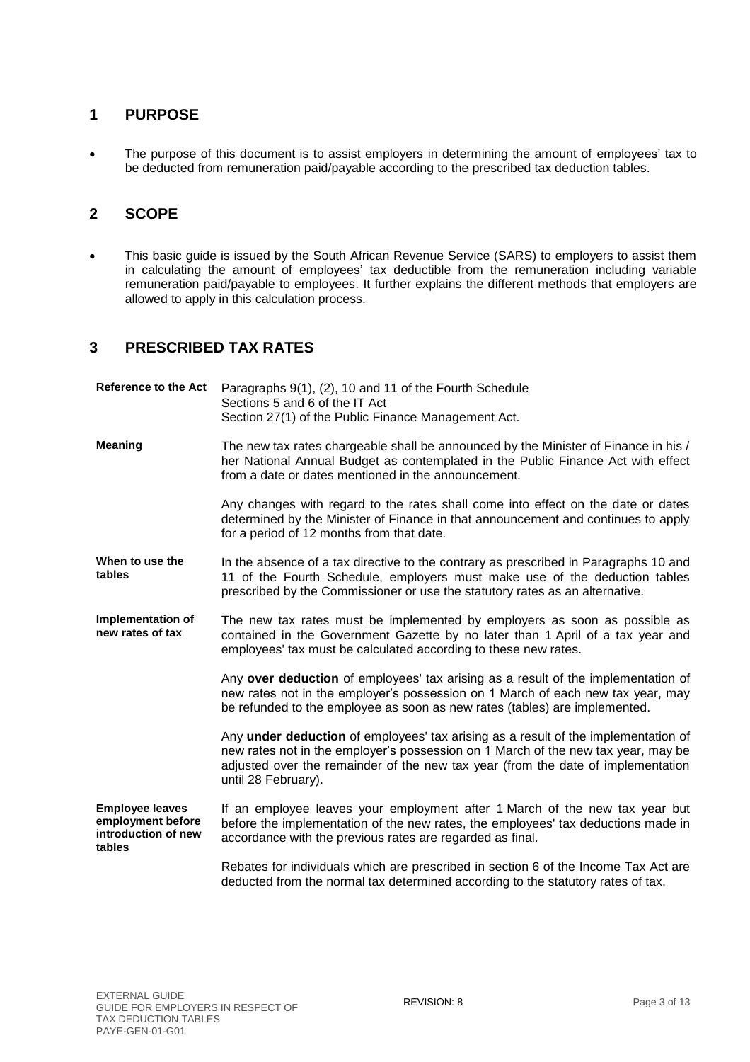## 1 PURPOSE

- The purpose of this document is to assist employers in determining the amount of employees' tax to be deducted from remuneration paid/payable according to the prescribed tax deduction tables.

## 2 SCOPE

- This basic guide is issued by the South African Revenue Service (SARS) to employers to assist them in calculating the amount of employees' tax deductible from the remuneration including variable remuneration paid/payable to employees. It further explains the different methods that employers are allowed to apply in this calculation process.

## 3 PRESCRIBED TAX RATES

| | |
|---|---|
| **Reference to the Act** | Paragraphs 9(1), (2), 10 and 11 of the Fourth Schedule<br>Sections 5 and 6 of the IT Act<br>Section 27(1) of the Public Finance Management Act. |
| **Meaning** | The new tax rates chargeable shall be announced by the Minister of Finance in his / her National Annual Budget as contemplated in the Public Finance Act with effect from a date or dates mentioned in the announcement.<br><br>Any changes with regard to the rates shall come into effect on the date or dates determined by the Minister of Finance in that announcement and continues to apply for a period of 12 months from that date. |
| **When to use the tables** | In the absence of a tax directive to the contrary as prescribed in Paragraphs 10 and 11 of the Fourth Schedule, employers must make use of the deduction tables prescribed by the Commissioner or use the statutory rates as an alternative. |
| **Implementation of new rates of tax** | The new tax rates must be implemented by employers as soon as possible as contained in the Government Gazette by no later than 1 April of a tax year and employees' tax must be calculated according to these new rates.<br><br>Any **over deduction** of employees' tax arising as a result of the implementation of new rates not in the employer's possession on 1 March of each new tax year, may be refunded to the employee as soon as new rates (tables) are implemented.<br><br>Any **under deduction** of employees' tax arising as a result of the implementation of new rates not in the employer's possession on 1 March of the new tax year, may be adjusted over the remainder of the new tax year (from the date of implementation until 28 February). |
| **Employee leaves employment before introduction of new tables** | If an employee leaves your employment after 1 March of the new tax year but before the implementation of the new rates, the employees' tax deductions made in accordance with the previous rates are regarded as final.<br><br>Rebates for individuals which are prescribed in section 6 of the Income Tax Act are deducted from the normal tax determined according to the statutory rates of tax. |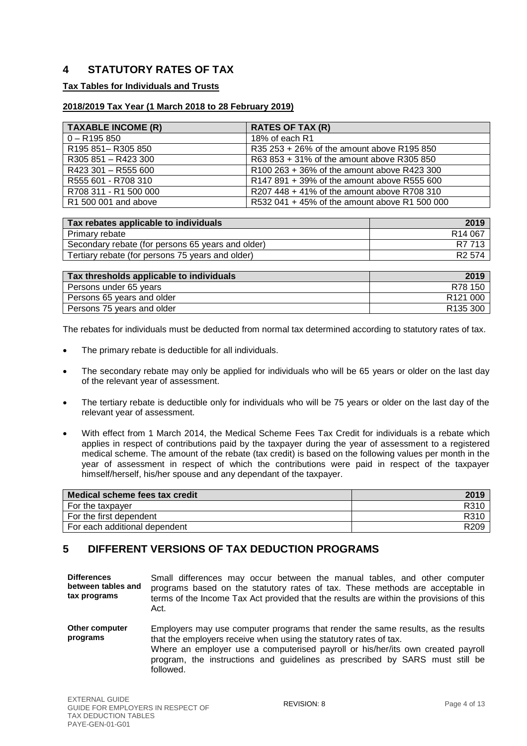## 4 STATUTORY RATES OF TAX

**Tax Tables for Individuals and Trusts**

**2018/2019 Tax Year (1 March 2018 to 28 February 2019)**

| TAXABLE INCOME (R) | RATES OF TAX (R) |
|---|---|
| 0 – R195 850 | 18% of each R1 |
| R195 851– R305 850 | R35 253 + 26% of the amount above R195 850 |
| R305 851 – R423 300 | R63 853 + 31% of the amount above R305 850 |
| R423 301 – R555 600 | R100 263 + 36% of the amount above R423 300 |
| R555 601 - R708 310 | R147 891 + 39% of the amount above R555 600 |
| R708 311 - R1 500 000 | R207 448 + 41% of the amount above R708 310 |
| R1 500 001 and above | R532 041 + 45% of the amount above R1 500 000 |

| Tax rebates applicable to individuals | 2019 |
|---|---|
| Primary rebate | R14 067 |
| Secondary rebate (for persons 65 years and older) | R7 713 |
| Tertiary rebate (for persons 75 years and older) | R2 574 |

| Tax thresholds applicable to individuals | 2019 |
|---|---|
| Persons under 65 years | R78 150 |
| Persons 65 years and older | R121 000 |
| Persons 75 years and older | R135 300 |

The rebates for individuals must be deducted from normal tax determined according to statutory rates of tax.

- The primary rebate is deductible for all individuals.
- The secondary rebate may only be applied for individuals who will be 65 years or older on the last day of the relevant year of assessment.
- The tertiary rebate is deductible only for individuals who will be 75 years or older on the last day of the relevant year of assessment.
- With effect from 1 March 2014, the Medical Scheme Fees Tax Credit for individuals is a rebate which applies in respect of contributions paid by the taxpayer during the year of assessment to a registered medical scheme. The amount of the rebate (tax credit) is based on the following values per month in the year of assessment in respect of which the contributions were paid in respect of the taxpayer himself/herself, his/her spouse and any dependant of the taxpayer.

| Medical scheme fees tax credit | 2019 |
|---|---|
| For the taxpayer | R310 |
| For the first dependent | R310 |
| For each additional dependent | R209 |

## 5 DIFFERENT VERSIONS OF TAX DEDUCTION PROGRAMS

**Differences between tables and tax programs**

Small differences may occur between the manual tables, and other computer programs based on the statutory rates of tax. These methods are acceptable in terms of the Income Tax Act provided that the results are within the provisions of this Act.

**Other computer programs**

Employers may use computer programs that render the same results, as the results that the employers receive when using the statutory rates of tax.
Where an employer use a computerised payroll or his/her/its own created payroll program, the instructions and guidelines as prescribed by SARS must still be followed.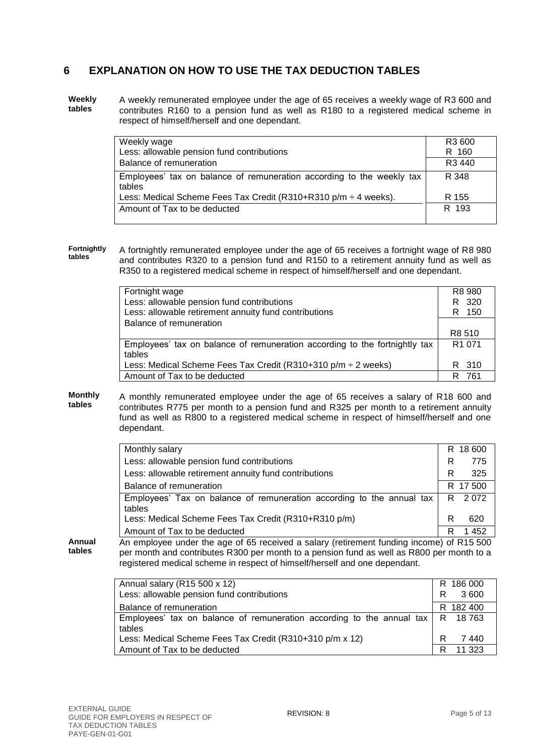## 6 EXPLANATION ON HOW TO USE THE TAX DEDUCTION TABLES

**Weekly tables**

A weekly remunerated employee under the age of 65 receives a weekly wage of R3 600 and contributes R160 to a pension fund as well as R180 to a registered medical scheme in respect of himself/herself and one dependant.

| | |
|---|---|
| Weekly wage | R3 600 |
| Less: allowable pension fund contributions | R 160 |
| Balance of remuneration | R3 440 |
| Employees' tax on balance of remuneration according to the weekly tax tables | R 348 |
| Less: Medical Scheme Fees Tax Credit (R310+R310 p/m ÷ 4 weeks). | R 155 |
| Amount of Tax to be deducted | R 193 |

**Fortnightly tables**

A fortnightly remunerated employee under the age of 65 receives a fortnight wage of R8 980 and contributes R320 to a pension fund and R150 to a retirement annuity fund as well as R350 to a registered medical scheme in respect of himself/herself and one dependant.

| | |
|---|---|
| Fortnight wage | R8 980 |
| Less: allowable pension fund contributions | R 320 |
| Less: allowable retirement annuity fund contributions | R 150 |
| Balance of remuneration | R8 510 |
| Employees' tax on balance of remuneration according to the fortnightly tax tables | R1 071 |
| Less: Medical Scheme Fees Tax Credit (R310+310 p/m ÷ 2 weeks) | R 310 |
| Amount of Tax to be deducted | R 761 |

**Monthly tables**

A monthly remunerated employee under the age of 65 receives a salary of R18 600 and contributes R775 per month to a pension fund and R325 per month to a retirement annuity fund as well as R800 to a registered medical scheme in respect of himself/herself and one dependant.

| | |
|---|---|
| Monthly salary | R 18 600 |
| Less: allowable pension fund contributions | R 775 |
| Less: allowable retirement annuity fund contributions | R 325 |
| Balance of remuneration | R 17 500 |
| Employees' Tax on balance of remuneration according to the annual tax tables | R 2 072 |
| Less: Medical Scheme Fees Tax Credit (R310+R310 p/m) | R 620 |
| Amount of Tax to be deducted | R 1 452 |

**Annual tables**

An employee under the age of 65 received a salary (retirement funding income) of R15 500 per month and contributes R300 per month to a pension fund as well as R800 per month to a registered medical scheme in respect of himself/herself and one dependant.

| | |
|---|---|
| Annual salary (R15 500 x 12) | R 186 000 |
| Less: allowable pension fund contributions | R 3 600 |
| Balance of remuneration | R 182 400 |
| Employees' tax on balance of remuneration according to the annual tax tables | R 18 763 |
| Less: Medical Scheme Fees Tax Credit (R310+310 p/m x 12) | R 7 440 |
| Amount of Tax to be deducted | R 11 323 |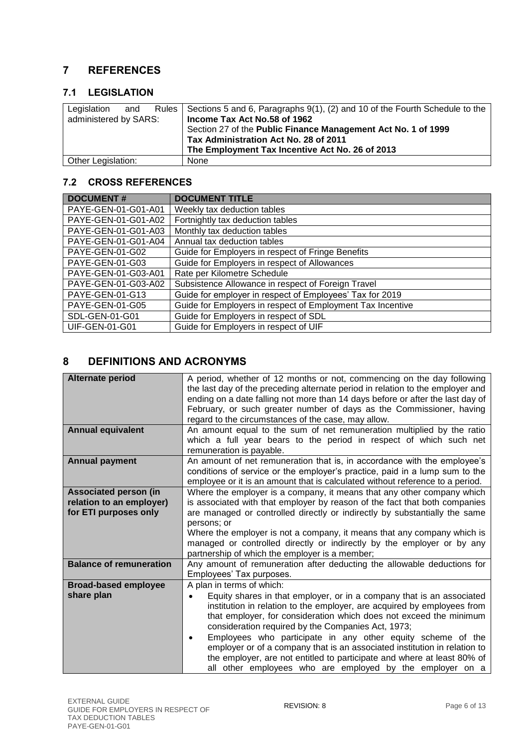## 7 REFERENCES

### 7.1 LEGISLATION

| | |
|---|---|
| Legislation and Rules administered by SARS: | Sections 5 and 6, Paragraphs 9(1), (2) and 10 of the Fourth Schedule to the **Income Tax Act No.58 of 1962**<br>Section 27 of the **Public Finance Management Act No. 1 of 1999**<br>**Tax Administration Act No. 28 of 2011**<br>**The Employment Tax Incentive Act No. 26 of 2013** |
| Other Legislation: | None |

### 7.2 CROSS REFERENCES

| DOCUMENT # | DOCUMENT TITLE |
|---|---|
| PAYE-GEN-01-G01-A01 | Weekly tax deduction tables |
| PAYE-GEN-01-G01-A02 | Fortnightly tax deduction tables |
| PAYE-GEN-01-G01-A03 | Monthly tax deduction tables |
| PAYE-GEN-01-G01-A04 | Annual tax deduction tables |
| PAYE-GEN-01-G02 | Guide for Employers in respect of Fringe Benefits |
| PAYE-GEN-01-G03 | Guide for Employers in respect of Allowances |
| PAYE-GEN-01-G03-A01 | Rate per Kilometre Schedule |
| PAYE-GEN-01-G03-A02 | Subsistence Allowance in respect of Foreign Travel |
| PAYE-GEN-01-G13 | Guide for employer in respect of Employees' Tax for 2019 |
| PAYE-GEN-01-G05 | Guide for Employers in respect of Employment Tax Incentive |
| SDL-GEN-01-G01 | Guide for Employers in respect of SDL |
| UIF-GEN-01-G01 | Guide for Employers in respect of UIF |

## 8 DEFINITIONS AND ACRONYMS

| | |
|---|---|
| **Alternate period** | A period, whether of 12 months or not, commencing on the day following the last day of the preceding alternate period in relation to the employer and ending on a date falling not more than 14 days before or after the last day of February, or such greater number of days as the Commissioner, having regard to the circumstances of the case, may allow. |
| **Annual equivalent** | An amount equal to the sum of net remuneration multiplied by the ratio which a full year bears to the period in respect of which such net remuneration is payable. |
| **Annual payment** | An amount of net remuneration that is, in accordance with the employee's conditions of service or the employer's practice, paid in a lump sum to the employee or it is an amount that is calculated without reference to a period. |
| **Associated person (in relation to an employer) for ETI purposes only** | Where the employer is a company, it means that any other company which is associated with that employer by reason of the fact that both companies are managed or controlled directly or indirectly by substantially the same persons; or<br>Where the employer is not a company, it means that any company which is managed or controlled directly or indirectly by the employer or by any partnership of which the employer is a member; |
| **Balance of remuneration** | Any amount of remuneration after deducting the allowable deductions for Employees' Tax purposes. |
| **Broad-based employee share plan** | A plan in terms of which:<br>• Equity shares in that employer, or in a company that is an associated institution in relation to the employer, are acquired by employees from that employer, for consideration which does not exceed the minimum consideration required by the Companies Act, 1973;<br>• Employees who participate in any other equity scheme of the employer or of a company that is an associated institution in relation to the employer, are not entitled to participate and where at least 80% of all other employees who are employed by the employer on a |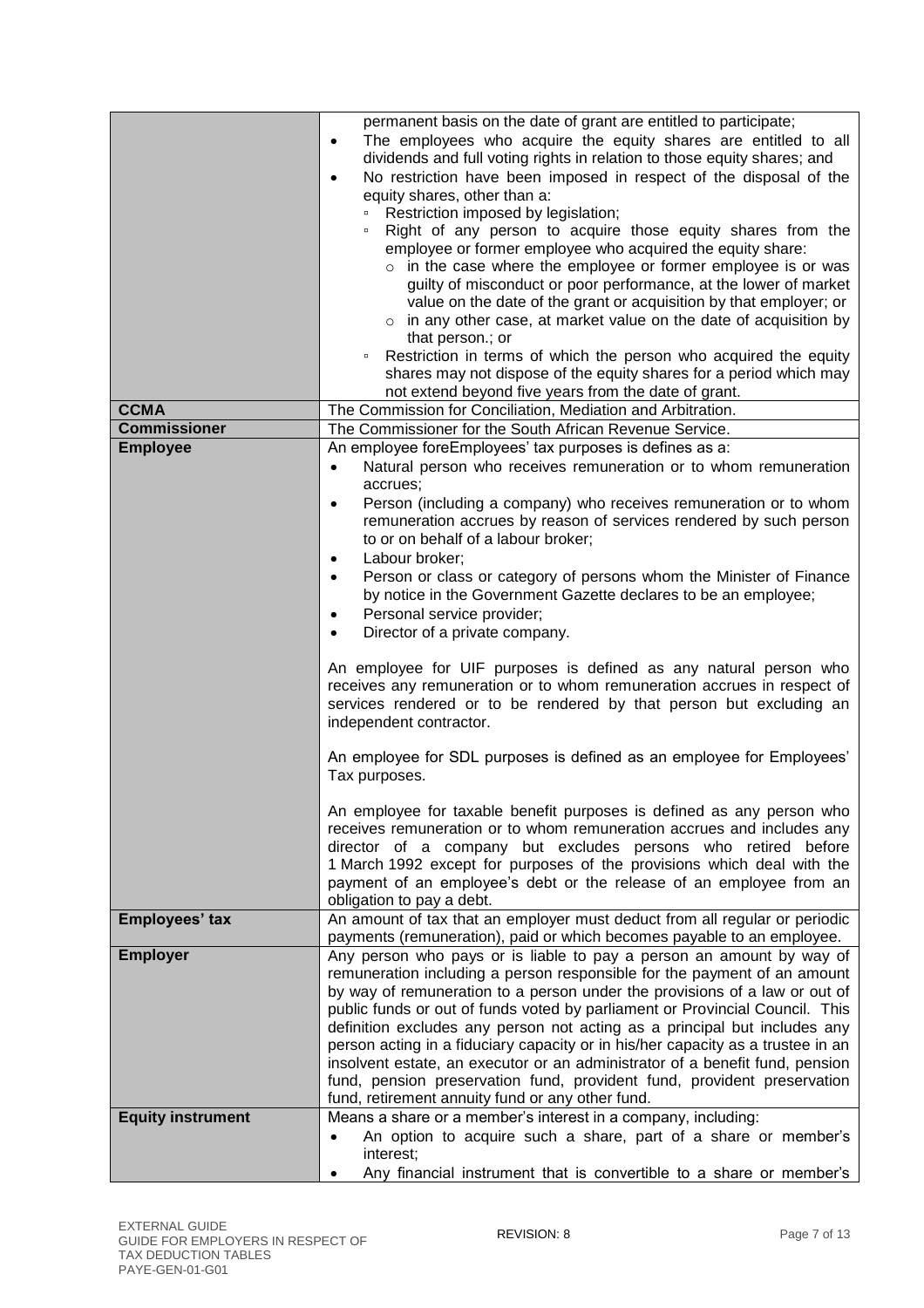| | |
|---|---|
| | permanent basis on the date of grant are entitled to participate;<br>• The employees who acquire the equity shares are entitled to all dividends and full voting rights in relation to those equity shares; and<br>• No restriction have been imposed in respect of the disposal of the equity shares, other than a:<br>&nbsp;&nbsp;▫ Restriction imposed by legislation;<br>&nbsp;&nbsp;▫ Right of any person to acquire those equity shares from the employee or former employee who acquired the equity share:<br>&nbsp;&nbsp;&nbsp;&nbsp;○ in the case where the employee or former employee is or was guilty of misconduct or poor performance, at the lower of market value on the date of the grant or acquisition by that employer; or<br>&nbsp;&nbsp;&nbsp;&nbsp;○ in any other case, at market value on the date of acquisition by that person.; or<br>&nbsp;&nbsp;▫ Restriction in terms of which the person who acquired the equity shares may not dispose of the equity shares for a period which may not extend beyond five years from the date of grant. |
| **CCMA** | The Commission for Conciliation, Mediation and Arbitration. |
| **Commissioner** | The Commissioner for the South African Revenue Service. |
| **Employee** | An employee foreEmployees' tax purposes is defines as a:<br>• Natural person who receives remuneration or to whom remuneration accrues;<br>• Person (including a company) who receives remuneration or to whom remuneration accrues by reason of services rendered by such person to or on behalf of a labour broker;<br>• Labour broker;<br>• Person or class or category of persons whom the Minister of Finance by notice in the Government Gazette declares to be an employee;<br>• Personal service provider;<br>• Director of a private company.<br><br>An employee for UIF purposes is defined as any natural person who receives any remuneration or to whom remuneration accrues in respect of services rendered or to be rendered by that person but excluding an independent contractor.<br><br>An employee for SDL purposes is defined as an employee for Employees' Tax purposes.<br><br>An employee for taxable benefit purposes is defined as any person who receives remuneration or to whom remuneration accrues and includes any director of a company but excludes persons who retired before 1 March 1992 except for purposes of the provisions which deal with the payment of an employee's debt or the release of an employee from an obligation to pay a debt. |
| **Employees' tax** | An amount of tax that an employer must deduct from all regular or periodic payments (remuneration), paid or which becomes payable to an employee. |
| **Employer** | Any person who pays or is liable to pay a person an amount by way of remuneration including a person responsible for the payment of an amount by way of remuneration to a person under the provisions of a law or out of public funds or out of funds voted by parliament or Provincial Council. This definition excludes any person not acting as a principal but includes any person acting in a fiduciary capacity or in his/her capacity as a trustee in an insolvent estate, an executor or an administrator of a benefit fund, pension fund, pension preservation fund, provident fund, provident preservation fund, retirement annuity fund or any other fund. |
| **Equity instrument** | Means a share or a member's interest in a company, including:<br>• An option to acquire such a share, part of a share or member's interest;<br>• Any financial instrument that is convertible to a share or member's |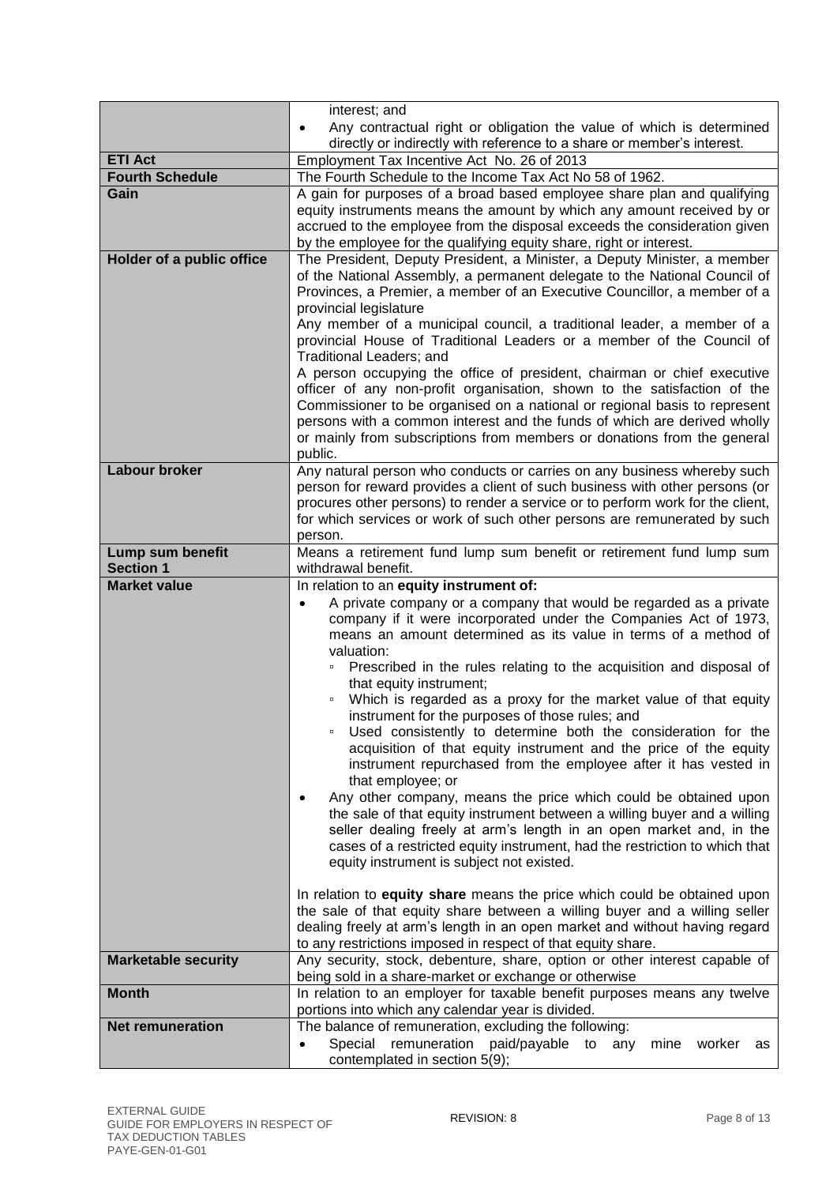| | |
|---|---|
| | interest; and<br>• Any contractual right or obligation the value of which is determined directly or indirectly with reference to a share or member's interest. |
| **ETI Act** | Employment Tax Incentive Act No. 26 of 2013 |
| **Fourth Schedule** | The Fourth Schedule to the Income Tax Act No 58 of 1962. |
| **Gain** | A gain for purposes of a broad based employee share plan and qualifying equity instruments means the amount by which any amount received by or accrued to the employee from the disposal exceeds the consideration given by the employee for the qualifying equity share, right or interest. |
| **Holder of a public office** | The President, Deputy President, a Minister, a Deputy Minister, a member of the National Assembly, a permanent delegate to the National Council of Provinces, a Premier, a member of an Executive Councillor, a member of a provincial legislature<br>Any member of a municipal council, a traditional leader, a member of a provincial House of Traditional Leaders or a member of the Council of Traditional Leaders; and<br>A person occupying the office of president, chairman or chief executive officer of any non-profit organisation, shown to the satisfaction of the Commissioner to be organised on a national or regional basis to represent persons with a common interest and the funds of which are derived wholly or mainly from subscriptions from members or donations from the general public. |
| **Labour broker** | Any natural person who conducts or carries on any business whereby such person for reward provides a client of such business with other persons (or procures other persons) to render a service or to perform work for the client, for which services or work of such other persons are remunerated by such person. |
| **Lump sum benefit Section 1** | Means a retirement fund lump sum benefit or retirement fund lump sum withdrawal benefit. |
| **Market value** | In relation to an **equity instrument of:**<br>• A private company or a company that would be regarded as a private company if it were incorporated under the Companies Act of 1973, means an amount determined as its value in terms of a method of valuation:<br>&nbsp;&nbsp;▫ Prescribed in the rules relating to the acquisition and disposal of that equity instrument;<br>&nbsp;&nbsp;▫ Which is regarded as a proxy for the market value of that equity instrument for the purposes of those rules; and<br>&nbsp;&nbsp;▫ Used consistently to determine both the consideration for the acquisition of that equity instrument and the price of the equity instrument repurchased from the employee after it has vested in that employee; or<br>• Any other company, means the price which could be obtained upon the sale of that equity instrument between a willing buyer and a willing seller dealing freely at arm's length in an open market and, in the cases of a restricted equity instrument, had the restriction to which that equity instrument is subject not existed.<br><br>In relation to **equity share** means the price which could be obtained upon the sale of that equity share between a willing buyer and a willing seller dealing freely at arm's length in an open market and without having regard to any restrictions imposed in respect of that equity share. |
| **Marketable security** | Any security, stock, debenture, share, option or other interest capable of being sold in a share-market or exchange or otherwise |
| **Month** | In relation to an employer for taxable benefit purposes means any twelve portions into which any calendar year is divided. |
| **Net remuneration** | The balance of remuneration, excluding the following:<br>• Special remuneration paid/payable to any mine worker as contemplated in section 5(9); |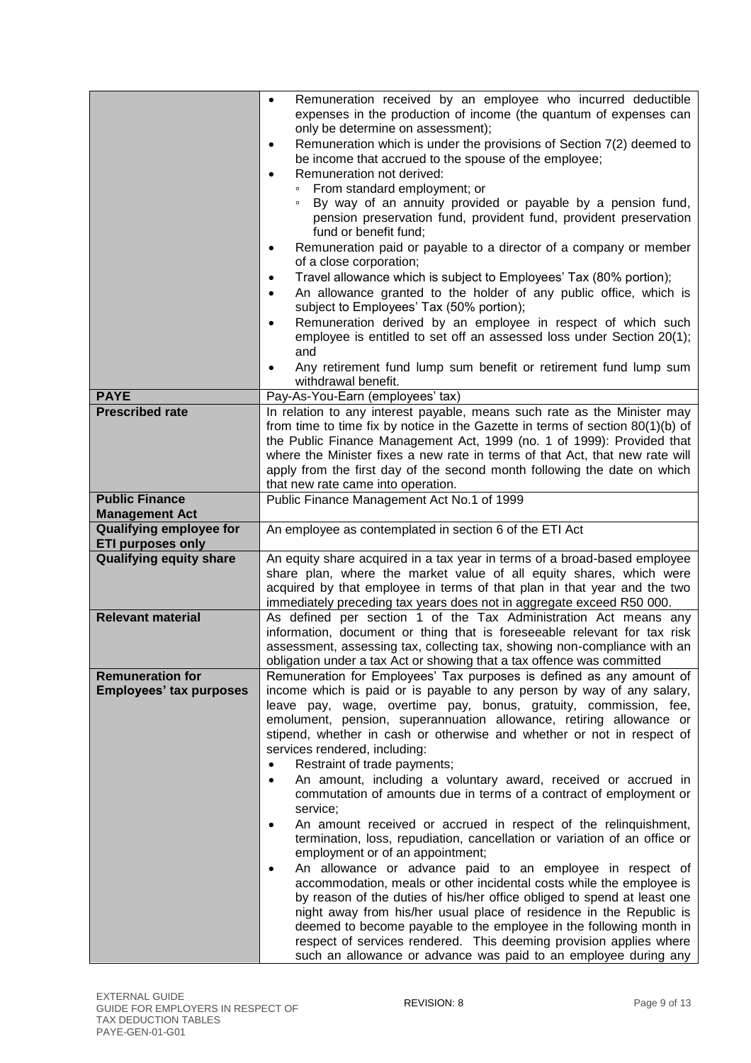| | |
|---|---|
| | • Remuneration received by an employee who incurred deductible expenses in the production of income (the quantum of expenses can only be determine on assessment);<br>• Remuneration which is under the provisions of Section 7(2) deemed to be income that accrued to the spouse of the employee;<br>• Remuneration not derived:<br>&nbsp;&nbsp;▫ From standard employment; or<br>&nbsp;&nbsp;▫ By way of an annuity provided or payable by a pension fund, pension preservation fund, provident fund, provident preservation fund or benefit fund;<br>• Remuneration paid or payable to a director of a company or member of a close corporation;<br>• Travel allowance which is subject to Employees' Tax (80% portion);<br>• An allowance granted to the holder of any public office, which is subject to Employees' Tax (50% portion);<br>• Remuneration derived by an employee in respect of which such employee is entitled to set off an assessed loss under Section 20(1); and<br>• Any retirement fund lump sum benefit or retirement fund lump sum withdrawal benefit. |
| **PAYE** | Pay-As-You-Earn (employees' tax) |
| **Prescribed rate** | In relation to any interest payable, means such rate as the Minister may from time to time fix by notice in the Gazette in terms of section 80(1)(b) of the Public Finance Management Act, 1999 (no. 1 of 1999): Provided that where the Minister fixes a new rate in terms of that Act, that new rate will apply from the first day of the second month following the date on which that new rate came into operation. |
| **Public Finance Management Act** | Public Finance Management Act No.1 of 1999 |
| **Qualifying employee for ETI purposes only** | An employee as contemplated in section 6 of the ETI Act |
| **Qualifying equity share** | An equity share acquired in a tax year in terms of a broad-based employee share plan, where the market value of all equity shares, which were acquired by that employee in terms of that plan in that year and the two immediately preceding tax years does not in aggregate exceed R50 000. |
| **Relevant material** | As defined per section 1 of the Tax Administration Act means any information, document or thing that is foreseeable relevant for tax risk assessment, assessing tax, collecting tax, showing non-compliance with an obligation under a tax Act or showing that a tax offence was committed |
| **Remuneration for Employees' tax purposes** | Remuneration for Employees' tax purposes is defined as any amount of income which is paid or is payable to any person by way of any salary, leave pay, wage, overtime pay, bonus, gratuity, commission, fee, emolument, pension, superannuation allowance, retiring allowance or stipend, whether in cash or otherwise and whether or not in respect of services rendered, including:<br>• Restraint of trade payments;<br>• An amount, including a voluntary award, received or accrued in commutation of amounts due in terms of a contract of employment or service;<br>• An amount received or accrued in respect of the relinquishment, termination, loss, repudiation, cancellation or variation of an office or employment or of an appointment;<br>• An allowance or advance paid to an employee in respect of accommodation, meals or other incidental costs while the employee is by reason of the duties of his/her office obliged to spend at least one night away from his/her usual place of residence in the Republic is deemed to become payable to the employee in the following month in respect of services rendered. This deeming provision applies where such an allowance or advance was paid to an employee during any |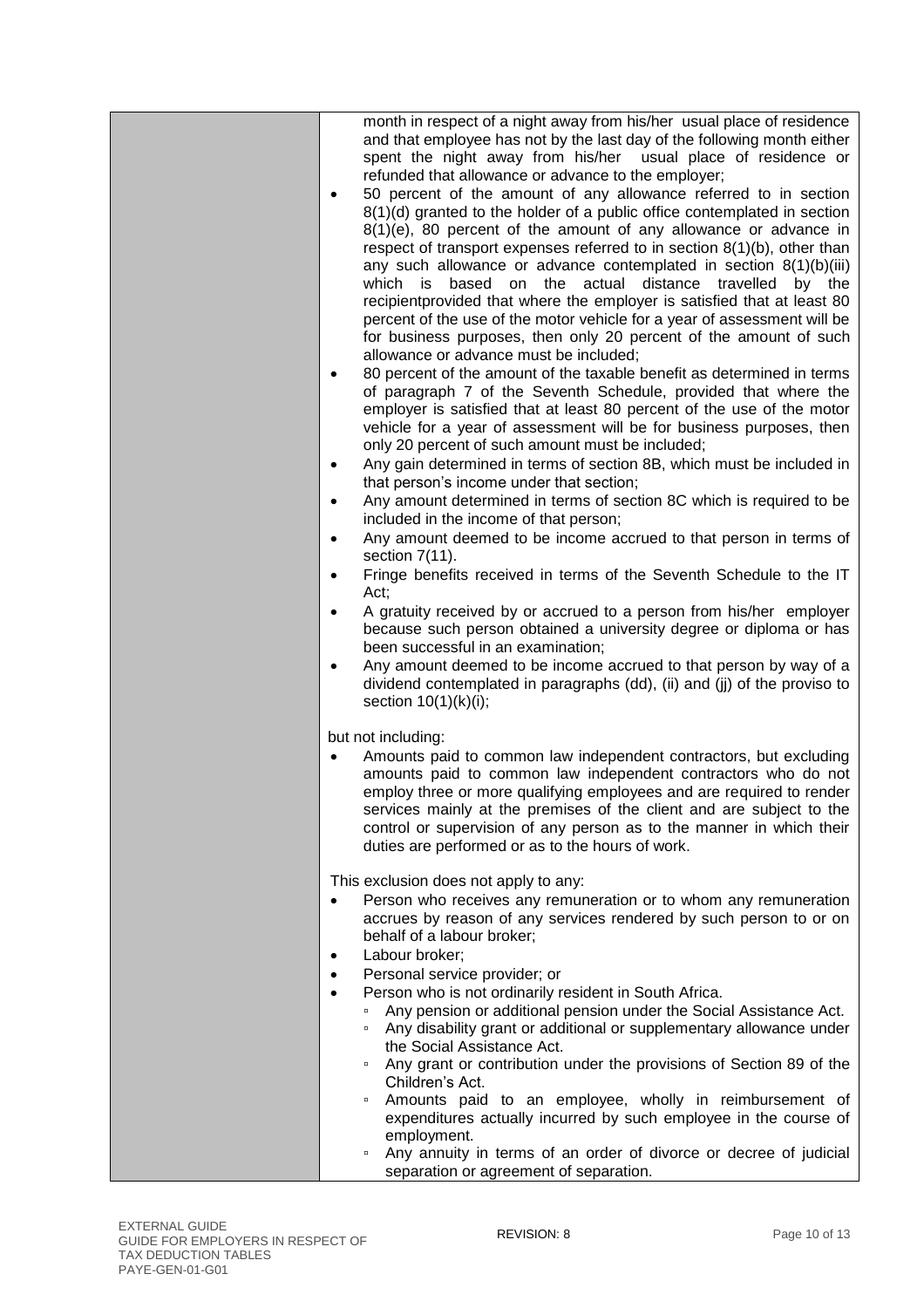| | month in respect of a night away from his/her usual place of residence and that employee has not by the last day of the following month either spent the night away from his/her usual place of residence or refunded that allowance or advance to the employer;<br>• 50 percent of the amount of any allowance referred to in section 8(1)(d) granted to the holder of a public office contemplated in section 8(1)(e), 80 percent of the amount of any allowance or advance in respect of transport expenses referred to in section 8(1)(b), other than any such allowance or advance contemplated in section 8(1)(b)(iii) which is based on the actual distance travelled by the recipientprovided that where the employer is satisfied that at least 80 percent of the use of the motor vehicle for a year of assessment will be for business purposes, then only 20 percent of the amount of such allowance or advance must be included;<br>• 80 percent of the amount of the taxable benefit as determined in terms of paragraph 7 of the Seventh Schedule, provided that where the employer is satisfied that at least 80 percent of the use of the motor vehicle for a year of assessment will be for business purposes, then only 20 percent of such amount must be included;<br>• Any gain determined in terms of section 8B, which must be included in that person's income under that section;<br>• Any amount determined in terms of section 8C which is required to be included in the income of that person;<br>• Any amount deemed to be income accrued to that person in terms of section 7(11).<br>• Fringe benefits received in terms of the Seventh Schedule to the IT Act;<br>• A gratuity received by or accrued to a person from his/her employer because such person obtained a university degree or diploma or has been successful in an examination;<br>• Any amount deemed to be income accrued to that person by way of a dividend contemplated in paragraphs (dd), (ii) and (jj) of the proviso to section 10(1)(k)(i);<br><br>but not including:<br>• Amounts paid to common law independent contractors, but excluding amounts paid to common law independent contractors who do not employ three or more qualifying employees and are required to render services mainly at the premises of the client and are subject to the control or supervision of any person as to the manner in which their duties are performed or as to the hours of work.<br><br>This exclusion does not apply to any:<br>• Person who receives any remuneration or to whom any remuneration accrues by reason of any services rendered by such person to or on behalf of a labour broker;<br>• Labour broker;<br>• Personal service provider; or<br>• Person who is not ordinarily resident in South Africa.<br>  ▫ Any pension or additional pension under the Social Assistance Act.<br>  ▫ Any disability grant or additional or supplementary allowance under the Social Assistance Act.<br>  ▫ Any grant or contribution under the provisions of Section 89 of the Children's Act.<br>  ▫ Amounts paid to an employee, wholly in reimbursement of expenditures actually incurred by such employee in the course of employment.<br>  ▫ Any annuity in terms of an order of divorce or decree of judicial separation or agreement of separation. |
|---|---|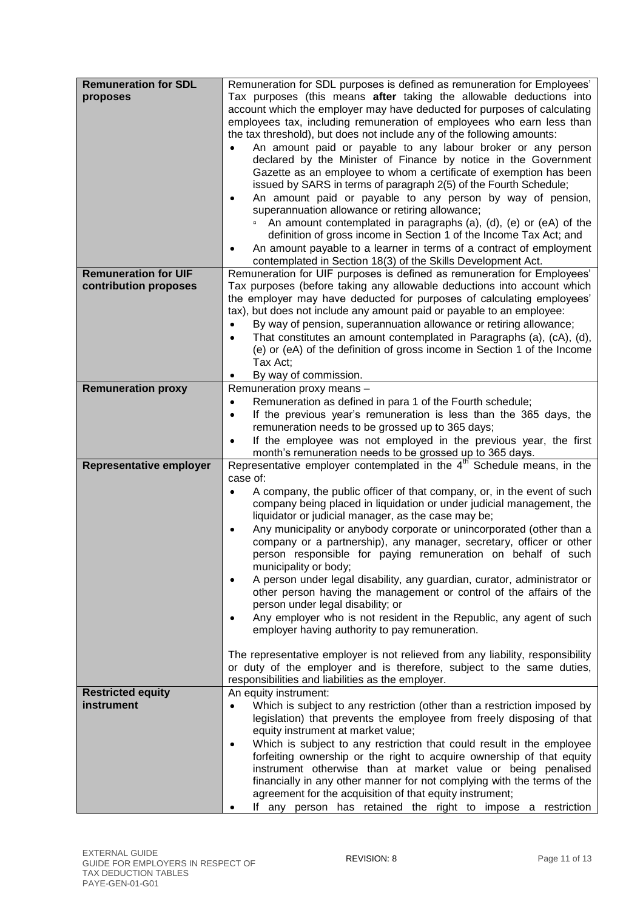| | |
|---|---|
| **Remuneration for SDL proposes** | Remuneration for SDL purposes is defined as remuneration for Employees' Tax purposes (this means **after** taking the allowable deductions into account which the employer may have deducted for purposes of calculating employees tax, including remuneration of employees who earn less than the tax threshold), but does not include any of the following amounts:<br>• An amount paid or payable to any labour broker or any person declared by the Minister of Finance by notice in the Government Gazette as an employee to whom a certificate of exemption has been issued by SARS in terms of paragraph 2(5) of the Fourth Schedule;<br>• An amount paid or payable to any person by way of pension, superannuation allowance or retiring allowance;<br>  ▫ An amount contemplated in paragraphs (a), (d), (e) or (eA) of the definition of gross income in Section 1 of the Income Tax Act; and<br>• An amount payable to a learner in terms of a contract of employment contemplated in Section 18(3) of the Skills Development Act. |
| **Remuneration for UIF contribution proposes** | Remuneration for UIF purposes is defined as remuneration for Employees' Tax purposes (before taking any allowable deductions into account which the employer may have deducted for purposes of calculating employees' tax), but does not include any amount paid or payable to an employee:<br>• By way of pension, superannuation allowance or retiring allowance;<br>• That constitutes an amount contemplated in Paragraphs (a), (cA), (d), (e) or (eA) of the definition of gross income in Section 1 of the Income Tax Act;<br>• By way of commission. |
| **Remuneration proxy** | Remuneration proxy means –<br>• Remuneration as defined in para 1 of the Fourth schedule;<br>• If the previous year's remuneration is less than the 365 days, the remuneration needs to be grossed up to 365 days;<br>• If the employee was not employed in the previous year, the first month's remuneration needs to be grossed up to 365 days. |
| **Representative employer** | Representative employer contemplated in the 4th Schedule means, in the case of:<br>• A company, the public officer of that company, or, in the event of such company being placed in liquidation or under judicial management, the liquidator or judicial manager, as the case may be;<br>• Any municipality or anybody corporate or unincorporated (other than a company or a partnership), any manager, secretary, officer or other person responsible for paying remuneration on behalf of such municipality or body;<br>• A person under legal disability, any guardian, curator, administrator or other person having the management or control of the affairs of the person under legal disability; or<br>• Any employer who is not resident in the Republic, any agent of such employer having authority to pay remuneration.<br><br>The representative employer is not relieved from any liability, responsibility or duty of the employer and is therefore, subject to the same duties, responsibilities and liabilities as the employer. |
| **Restricted equity instrument** | An equity instrument:<br>• Which is subject to any restriction (other than a restriction imposed by legislation) that prevents the employee from freely disposing of that equity instrument at market value;<br>• Which is subject to any restriction that could result in the employee forfeiting ownership or the right to acquire ownership of that equity instrument otherwise than at market value or being penalised financially in any other manner for not complying with the terms of the agreement for the acquisition of that equity instrument;<br>• If any person has retained the right to impose a restriction |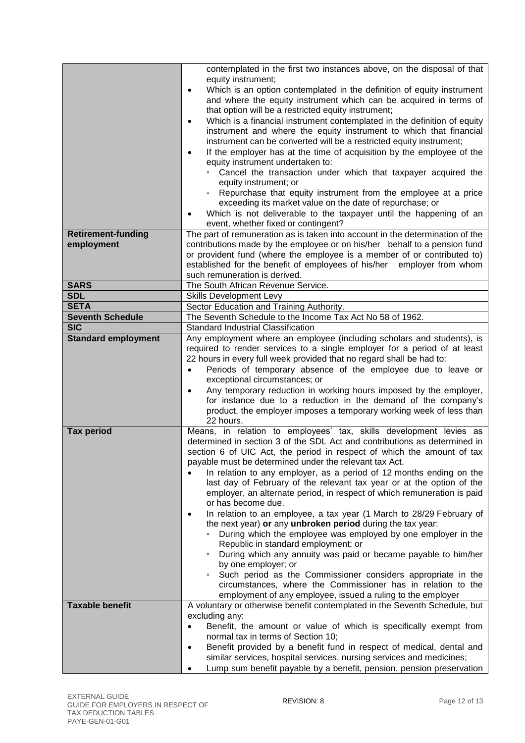| | |
|---|---|
| | contemplated in the first two instances above, on the disposal of that equity instrument;<br>• Which is an option contemplated in the definition of equity instrument and where the equity instrument which can be acquired in terms of that option will be a restricted equity instrument;<br>• Which is a financial instrument contemplated in the definition of equity instrument and where the equity instrument to which that financial instrument can be converted will be a restricted equity instrument;<br>• If the employer has at the time of acquisition by the employee of the equity instrument undertaken to:<br>  ▫ Cancel the transaction under which that taxpayer acquired the equity instrument; or<br>  ▫ Repurchase that equity instrument from the employee at a price exceeding its market value on the date of repurchase; or<br>• Which is not deliverable to the taxpayer until the happening of an event, whether fixed or contingent? |
| **Retirement-funding employment** | The part of remuneration as is taken into account in the determination of the contributions made by the employee or on his/her behalf to a pension fund or provident fund (where the employee is a member of or contributed to) established for the benefit of employees of his/her employer from whom such remuneration is derived. |
| **SARS** | The South African Revenue Service. |
| **SDL** | Skills Development Levy |
| **SETA** | Sector Education and Training Authority. |
| **Seventh Schedule** | The Seventh Schedule to the Income Tax Act No 58 of 1962. |
| **SIC** | Standard Industrial Classification |
| **Standard employment** | Any employment where an employee (including scholars and students), is required to render services to a single employer for a period of at least 22 hours in every full week provided that no regard shall be had to:<br>• Periods of temporary absence of the employee due to leave or exceptional circumstances; or<br>• Any temporary reduction in working hours imposed by the employer, for instance due to a reduction in the demand of the company's product, the employer imposes a temporary working week of less than 22 hours. |
| **Tax period** | Means, in relation to employees' tax, skills development levies as determined in section 3 of the SDL Act and contributions as determined in section 6 of UIC Act, the period in respect of which the amount of tax payable must be determined under the relevant tax Act.<br>• In relation to any employer, as a period of 12 months ending on the last day of February of the relevant tax year or at the option of the employer, an alternate period, in respect of which remuneration is paid or has become due.<br>• In relation to an employee, a tax year (1 March to 28/29 February of the next year) **or** any **unbroken period** during the tax year:<br>  ▫ During which the employee was employed by one employer in the Republic in standard employment; or<br>  ▫ During which any annuity was paid or became payable to him/her by one employer; or<br>  ▫ Such period as the Commissioner considers appropriate in the circumstances, where the Commissioner has in relation to the employment of any employee, issued a ruling to the employer |
| **Taxable benefit** | A voluntary or otherwise benefit contemplated in the Seventh Schedule, but excluding any:<br>• Benefit, the amount or value of which is specifically exempt from normal tax in terms of Section 10;<br>• Benefit provided by a benefit fund in respect of medical, dental and similar services, hospital services, nursing services and medicines;<br>• Lump sum benefit payable by a benefit, pension, pension preservation |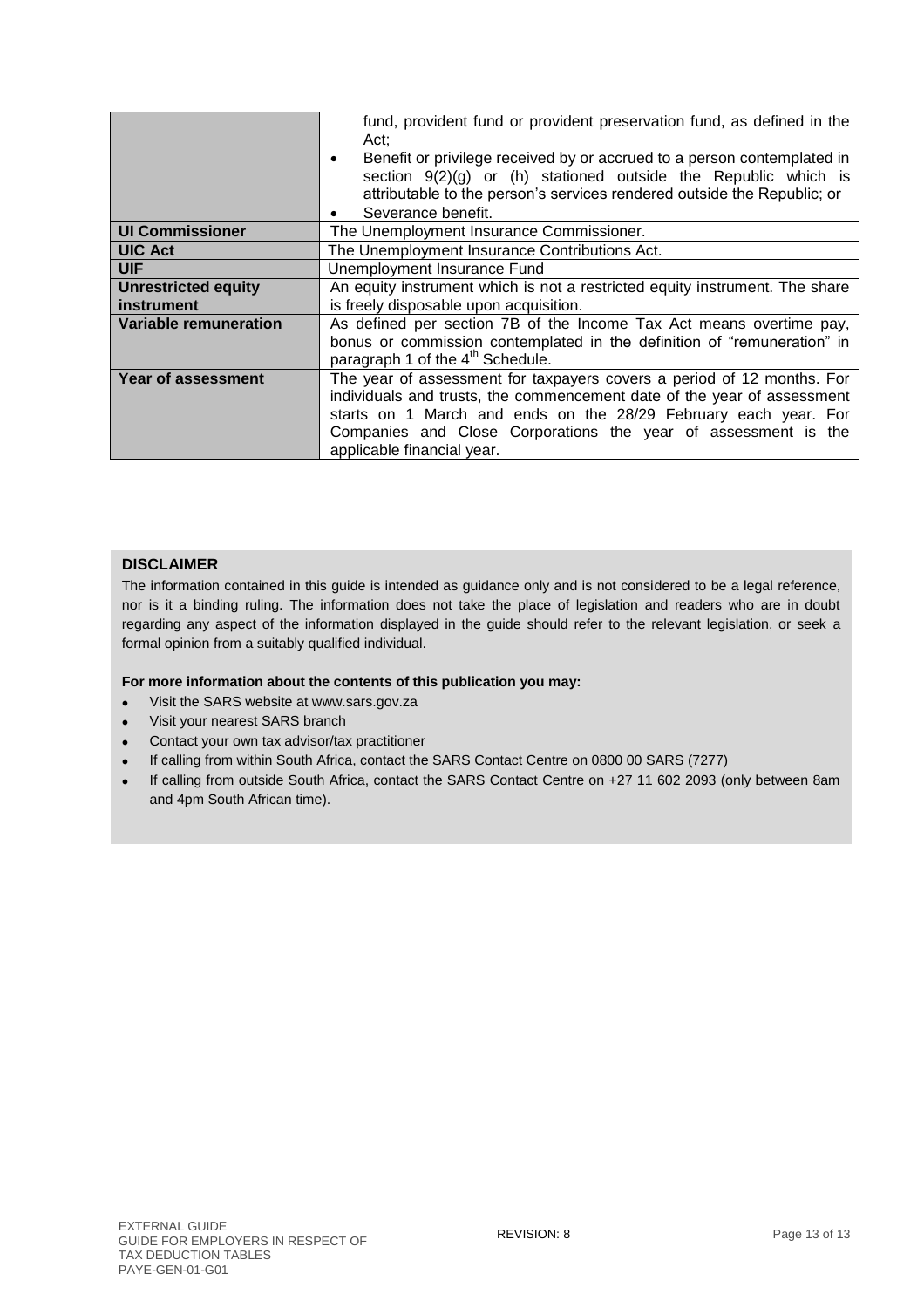| | |
|---|---|
| | fund, provident fund or provident preservation fund, as defined in the Act;<br>• Benefit or privilege received by or accrued to a person contemplated in section 9(2)(g) or (h) stationed outside the Republic which is attributable to the person's services rendered outside the Republic; or<br>• Severance benefit. |
| **UI Commissioner** | The Unemployment Insurance Commissioner. |
| **UIC Act** | The Unemployment Insurance Contributions Act. |
| **UIF** | Unemployment Insurance Fund |
| **Unrestricted equity instrument** | An equity instrument which is not a restricted equity instrument. The share is freely disposable upon acquisition. |
| **Variable remuneration** | As defined per section 7B of the Income Tax Act means overtime pay, bonus or commission contemplated in the definition of "remuneration" in paragraph 1 of the 4th Schedule. |
| **Year of assessment** | The year of assessment for taxpayers covers a period of 12 months. For individuals and trusts, the commencement date of the year of assessment starts on 1 March and ends on the 28/29 February each year. For Companies and Close Corporations the year of assessment is the applicable financial year. |

**DISCLAIMER**

The information contained in this guide is intended as guidance only and is not considered to be a legal reference, nor is it a binding ruling. The information does not take the place of legislation and readers who are in doubt regarding any aspect of the information displayed in the guide should refer to the relevant legislation, or seek a formal opinion from a suitably qualified individual.

**For more information about the contents of this publication you may:**

- Visit the SARS website at www.sars.gov.za
- Visit your nearest SARS branch
- Contact your own tax advisor/tax practitioner
- If calling from within South Africa, contact the SARS Contact Centre on 0800 00 SARS (7277)
- If calling from outside South Africa, contact the SARS Contact Centre on +27 11 602 2093 (only between 8am and 4pm South African time).